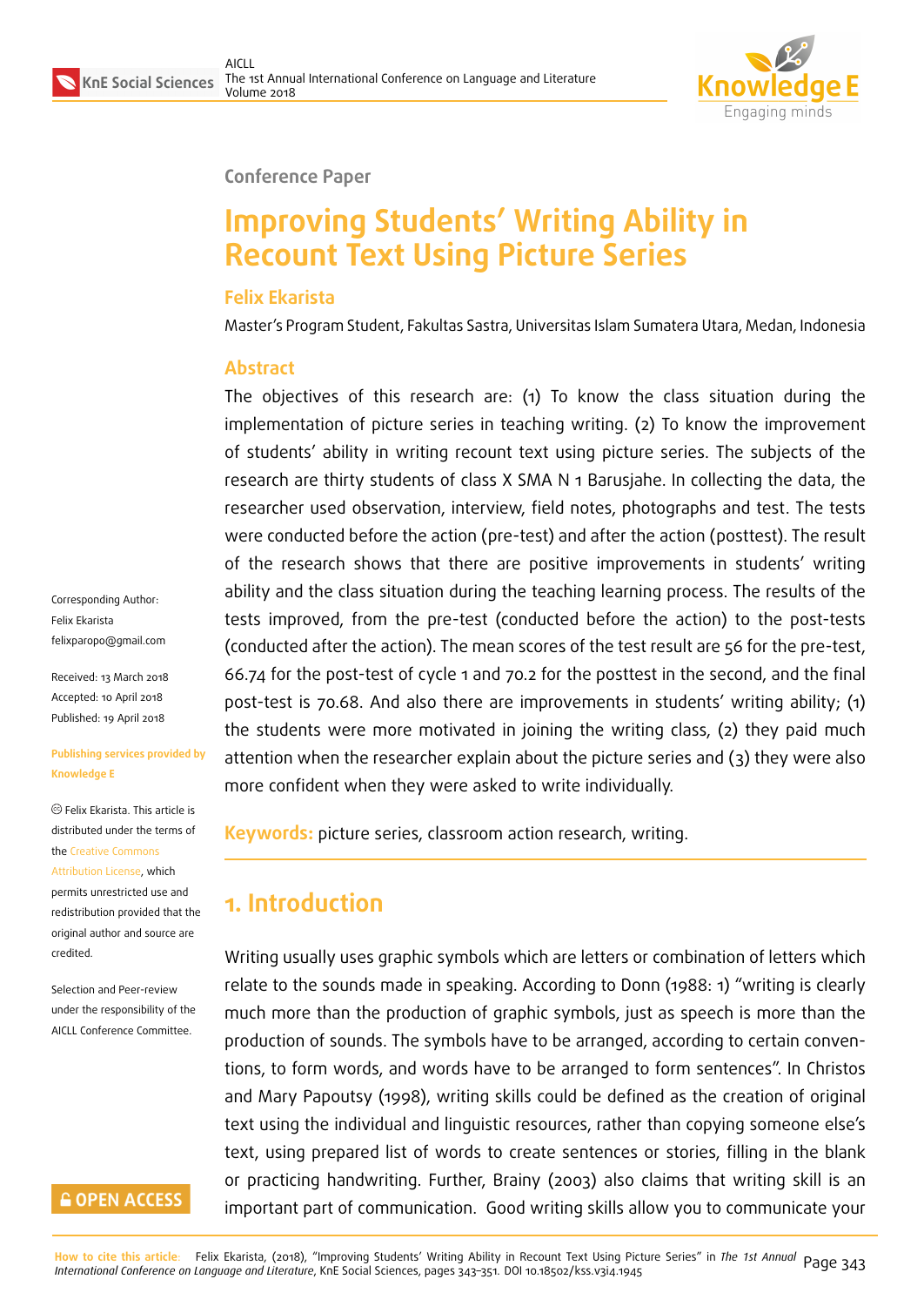Conference Paper

# Improving Students' Writing Ability in Recount Text Using Picture Series

**Felix Ekarista**

Master's Program Student, Fakultas Sastra, Universitas Islam Sumatera Utara, Medan, Indonesia

## Abstract

The objectives of this research are: (1) To know the class situation during the implementation of picture series in teaching writing. (2) To know the improvement of students' ability in writing recount text using picture series. The subjects of the research are thirty students of class X SMA N 1 Barusjahe. In collecting the data, the researcher used observation, interview, field notes, photographs and test. The tests were conducted before the action (pre-test) and after the action (posttest). The result of the research shows that there are positive improvements in students' writing ability and the class situation during the teaching learning process. The results of the tests improved, from the pre-test (conducted before the action) to the post-tests (conducted after the action). The mean scores of the test result are 56 for the pre-test, 66.74 for the post-test of cycle 1 and 70.2 for the posttest in the second, and the final post-test is 70.68. And also there are improvements in students' writing ability; (1) the students were more motivated in joining the writing class, (2) they paid much attention when the researcher explain about the picture series and (3) they were also more confident when they were asked to write individually.

**Keywords:** picture series, classroom action research, writing.

Corresponding Author:
Felix Ekarista
felixparopo@gmail.com

Received: 13 March 2018
Accepted: 10 April 2018
Published: 19 April 2018

Publishing services provided by Knowledge E

© Felix Ekarista. This article is distributed under the terms of the Creative Commons Attribution License, which permits unrestricted use and redistribution provided that the original author and source are credited.

Selection and Peer-review under the responsibility of the AICLL Conference Committee.

## 1. Introduction

Writing usually uses graphic symbols which are letters or combination of letters which relate to the sounds made in speaking. According to Donn (1988: 1) "writing is clearly much more than the production of graphic symbols, just as speech is more than the production of sounds. The symbols have to be arranged, according to certain conventions, to form words, and words have to be arranged to form sentences". In Christos and Mary Papoutsy (1998), writing skills could be defined as the creation of original text using the individual and linguistic resources, rather than copying someone else's text, using prepared list of words to create sentences or stories, filling in the blank or practicing handwriting. Further, Brainy (2003) also claims that writing skill is an important part of communication. Good writing skills allow you to communicate your

How to cite this article: Felix Ekarista, (2018), "Improving Students' Writing Ability in Recount Text Using Picture Series" in *The 1st Annual International Conference on Language and Literature*, KnE Social Sciences, pages 343–351. DOI 10.18502/kss.v3i4.1945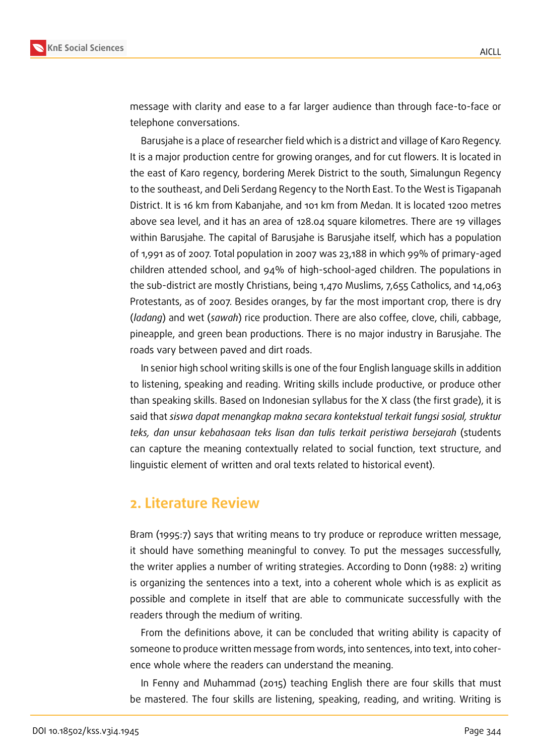message with clarity and ease to a far larger audience than through face-to-face or telephone conversations.

Barusjahe is a place of researcher field which is a district and village of Karo Regency. It is a major production centre for growing oranges, and for cut flowers. It is located in the east of Karo regency, bordering Merek District to the south, Simalungun Regency to the southeast, and Deli Serdang Regency to the North East. To the West is Tigapanah District. It is 16 km from Kabanjahe, and 101 km from Medan. It is located 1200 metres above sea level, and it has an area of 128.04 square kilometres. There are 19 villages within Barusjahe. The capital of Barusjahe is Barusjahe itself, which has a population of 1,991 as of 2007. Total population in 2007 was 23,188 in which 99% of primary-aged children attended school, and 94% of high-school-aged children. The populations in the sub-district are mostly Christians, being 1,470 Muslims, 7,655 Catholics, and 14,063 Protestants, as of 2007. Besides oranges, by far the most important crop, there is dry (*ladang*) and wet (*sawah*) rice production. There are also coffee, clove, chili, cabbage, pineapple, and green bean productions. There is no major industry in Barusjahe. The roads vary between paved and dirt roads.

In senior high school writing skills is one of the four English language skills in addition to listening, speaking and reading. Writing skills include productive, or produce other than speaking skills. Based on Indonesian syllabus for the X class (the first grade), it is said that *siswa dapat menangkap makna secara kontekstual terkait fungsi sosial, struktur teks, dan unsur kebahasaan teks lisan dan tulis terkait peristiwa bersejarah* (students can capture the meaning contextually related to social function, text structure, and linguistic element of written and oral texts related to historical event).

## 2. Literature Review

Bram (1995:7) says that writing means to try produce or reproduce written message, it should have something meaningful to convey. To put the messages successfully, the writer applies a number of writing strategies. According to Donn (1988: 2) writing is organizing the sentences into a text, into a coherent whole which is as explicit as possible and complete in itself that are able to communicate successfully with the readers through the medium of writing.

From the definitions above, it can be concluded that writing ability is capacity of someone to produce written message from words, into sentences, into text, into coherence whole where the readers can understand the meaning.

In Fenny and Muhammad (2015) teaching English there are four skills that must be mastered. The four skills are listening, speaking, reading, and writing. Writing is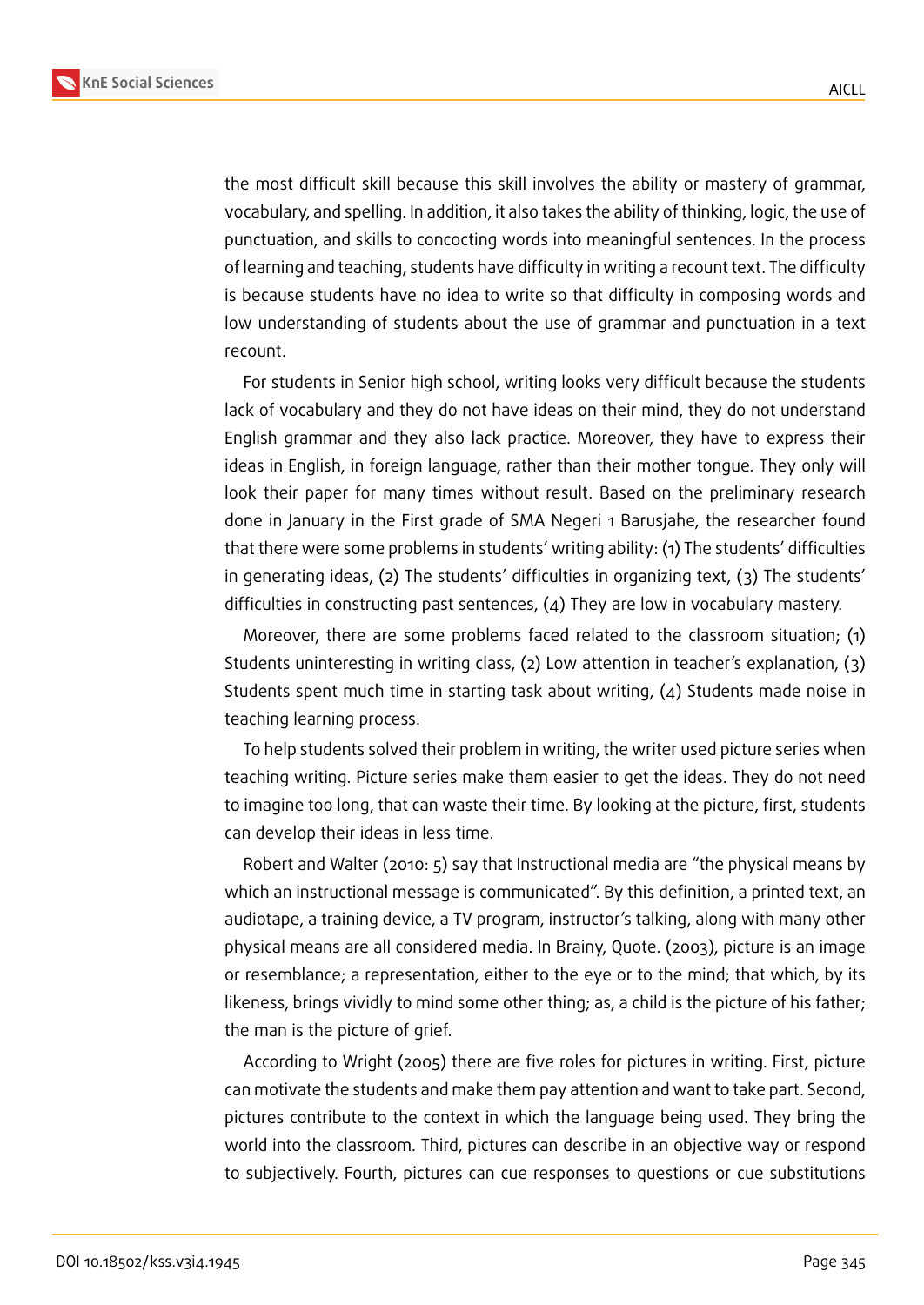the most difficult skill because this skill involves the ability or mastery of grammar, vocabulary, and spelling. In addition, it also takes the ability of thinking, logic, the use of punctuation, and skills to concocting words into meaningful sentences. In the process of learning and teaching, students have difficulty in writing a recount text. The difficulty is because students have no idea to write so that difficulty in composing words and low understanding of students about the use of grammar and punctuation in a text recount.

For students in Senior high school, writing looks very difficult because the students lack of vocabulary and they do not have ideas on their mind, they do not understand English grammar and they also lack practice. Moreover, they have to express their ideas in English, in foreign language, rather than their mother tongue. They only will look their paper for many times without result. Based on the preliminary research done in January in the First grade of SMA Negeri 1 Barusjahe, the researcher found that there were some problems in students' writing ability: (1) The students' difficulties in generating ideas, (2) The students' difficulties in organizing text, (3) The students' difficulties in constructing past sentences, (4) They are low in vocabulary mastery.

Moreover, there are some problems faced related to the classroom situation; (1) Students uninteresting in writing class, (2) Low attention in teacher's explanation, (3) Students spent much time in starting task about writing, (4) Students made noise in teaching learning process.

To help students solved their problem in writing, the writer used picture series when teaching writing. Picture series make them easier to get the ideas. They do not need to imagine too long, that can waste their time. By looking at the picture, first, students can develop their ideas in less time.

Robert and Walter (2010: 5) say that Instructional media are "the physical means by which an instructional message is communicated". By this definition, a printed text, an audiotape, a training device, a TV program, instructor's talking, along with many other physical means are all considered media. In Brainy, Quote. (2003), picture is an image or resemblance; a representation, either to the eye or to the mind; that which, by its likeness, brings vividly to mind some other thing; as, a child is the picture of his father; the man is the picture of grief.

According to Wright (2005) there are five roles for pictures in writing. First, picture can motivate the students and make them pay attention and want to take part. Second, pictures contribute to the context in which the language being used. They bring the world into the classroom. Third, pictures can describe in an objective way or respond to subjectively. Fourth, pictures can cue responses to questions or cue substitutions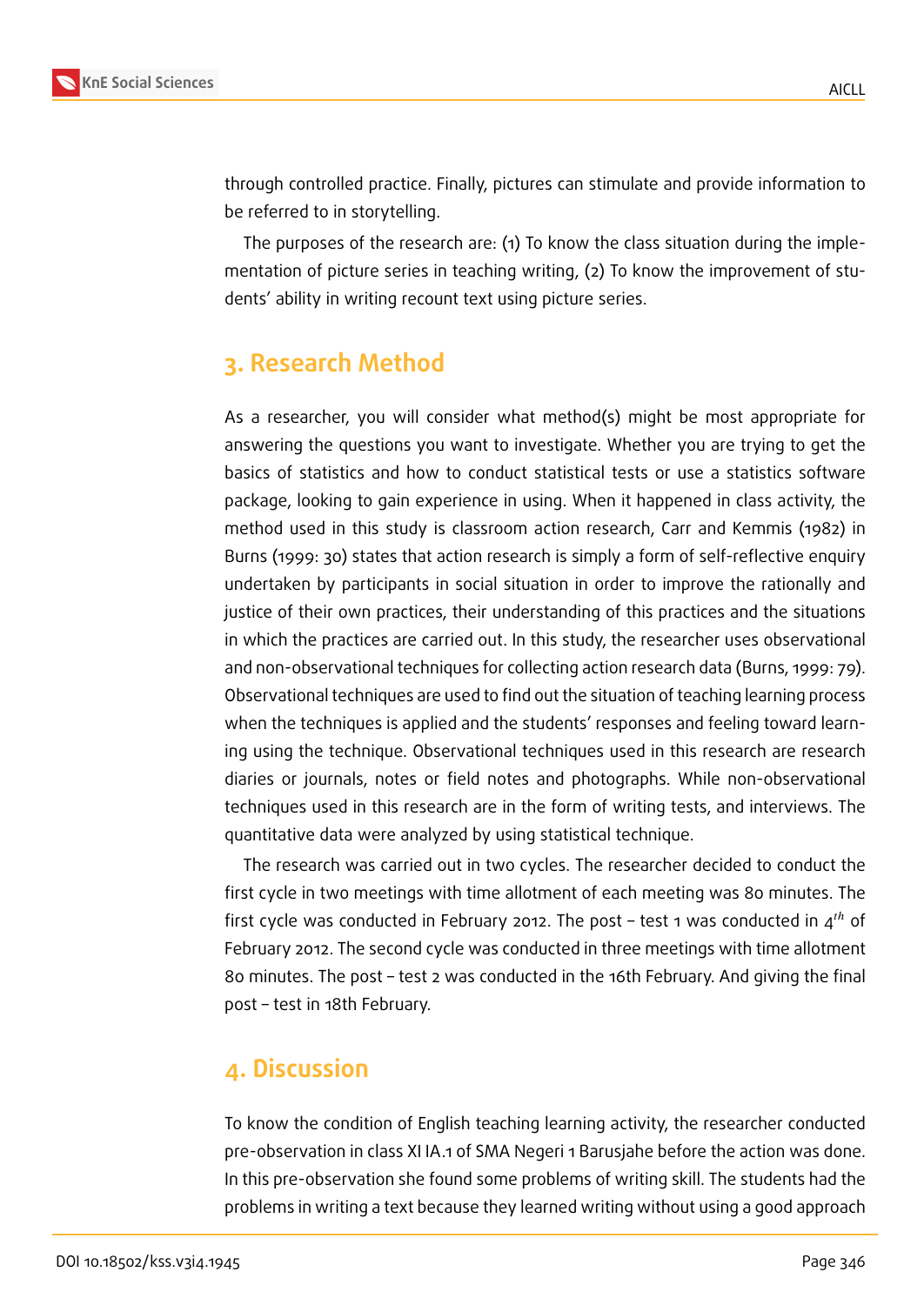through controlled practice. Finally, pictures can stimulate and provide information to be referred to in storytelling.

The purposes of the research are: (1) To know the class situation during the implementation of picture series in teaching writing, (2) To know the improvement of students' ability in writing recount text using picture series.

## 3. Research Method

As a researcher, you will consider what method(s) might be most appropriate for answering the questions you want to investigate. Whether you are trying to get the basics of statistics and how to conduct statistical tests or use a statistics software package, looking to gain experience in using. When it happened in class activity, the method used in this study is classroom action research, Carr and Kemmis (1982) in Burns (1999: 30) states that action research is simply a form of self-reflective enquiry undertaken by participants in social situation in order to improve the rationally and justice of their own practices, their understanding of this practices and the situations in which the practices are carried out. In this study, the researcher uses observational and non-observational techniques for collecting action research data (Burns, 1999: 79). Observational techniques are used to find out the situation of teaching learning process when the techniques is applied and the students' responses and feeling toward learning using the technique. Observational techniques used in this research are research diaries or journals, notes or field notes and photographs. While non-observational techniques used in this research are in the form of writing tests, and interviews. The quantitative data were analyzed by using statistical technique.

The research was carried out in two cycles. The researcher decided to conduct the first cycle in two meetings with time allotment of each meeting was 80 minutes. The first cycle was conducted in February 2012. The post – test 1 was conducted in $4^{th}$ of February 2012. The second cycle was conducted in three meetings with time allotment 80 minutes. The post – test 2 was conducted in the 16th February. And giving the final post – test in 18th February.

## 4. Discussion

To know the condition of English teaching learning activity, the researcher conducted pre-observation in class XI IA.1 of SMA Negeri 1 Barusjahe before the action was done. In this pre-observation she found some problems of writing skill. The students had the problems in writing a text because they learned writing without using a good approach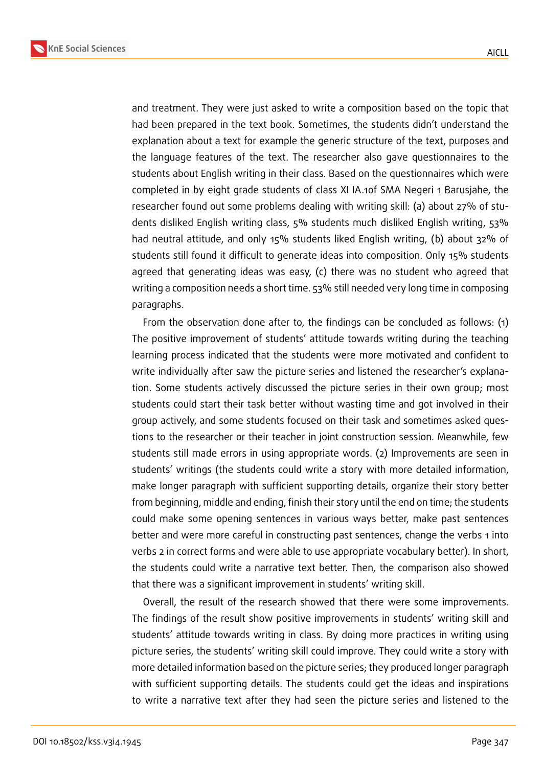and treatment. They were just asked to write a composition based on the topic that had been prepared in the text book. Sometimes, the students didn't understand the explanation about a text for example the generic structure of the text, purposes and the language features of the text. The researcher also gave questionnaires to the students about English writing in their class. Based on the questionnaires which were completed in by eight grade students of class XI IA.1of SMA Negeri 1 Barusjahe, the researcher found out some problems dealing with writing skill: (a) about 27% of students disliked English writing class, 5% students much disliked English writing, 53% had neutral attitude, and only 15% students liked English writing, (b) about 32% of students still found it difficult to generate ideas into composition. Only 15% students agreed that generating ideas was easy, (c) there was no student who agreed that writing a composition needs a short time. 53% still needed very long time in composing paragraphs.

From the observation done after to, the findings can be concluded as follows: (1) The positive improvement of students' attitude towards writing during the teaching learning process indicated that the students were more motivated and confident to write individually after saw the picture series and listened the researcher's explanation. Some students actively discussed the picture series in their own group; most students could start their task better without wasting time and got involved in their group actively, and some students focused on their task and sometimes asked questions to the researcher or their teacher in joint construction session. Meanwhile, few students still made errors in using appropriate words. (2) Improvements are seen in students' writings (the students could write a story with more detailed information, make longer paragraph with sufficient supporting details, organize their story better from beginning, middle and ending, finish their story until the end on time; the students could make some opening sentences in various ways better, make past sentences better and were more careful in constructing past sentences, change the verbs 1 into verbs 2 in correct forms and were able to use appropriate vocabulary better). In short, the students could write a narrative text better. Then, the comparison also showed that there was a significant improvement in students' writing skill.

Overall, the result of the research showed that there were some improvements. The findings of the result show positive improvements in students' writing skill and students' attitude towards writing in class. By doing more practices in writing using picture series, the students' writing skill could improve. They could write a story with more detailed information based on the picture series; they produced longer paragraph with sufficient supporting details. The students could get the ideas and inspirations to write a narrative text after they had seen the picture series and listened to the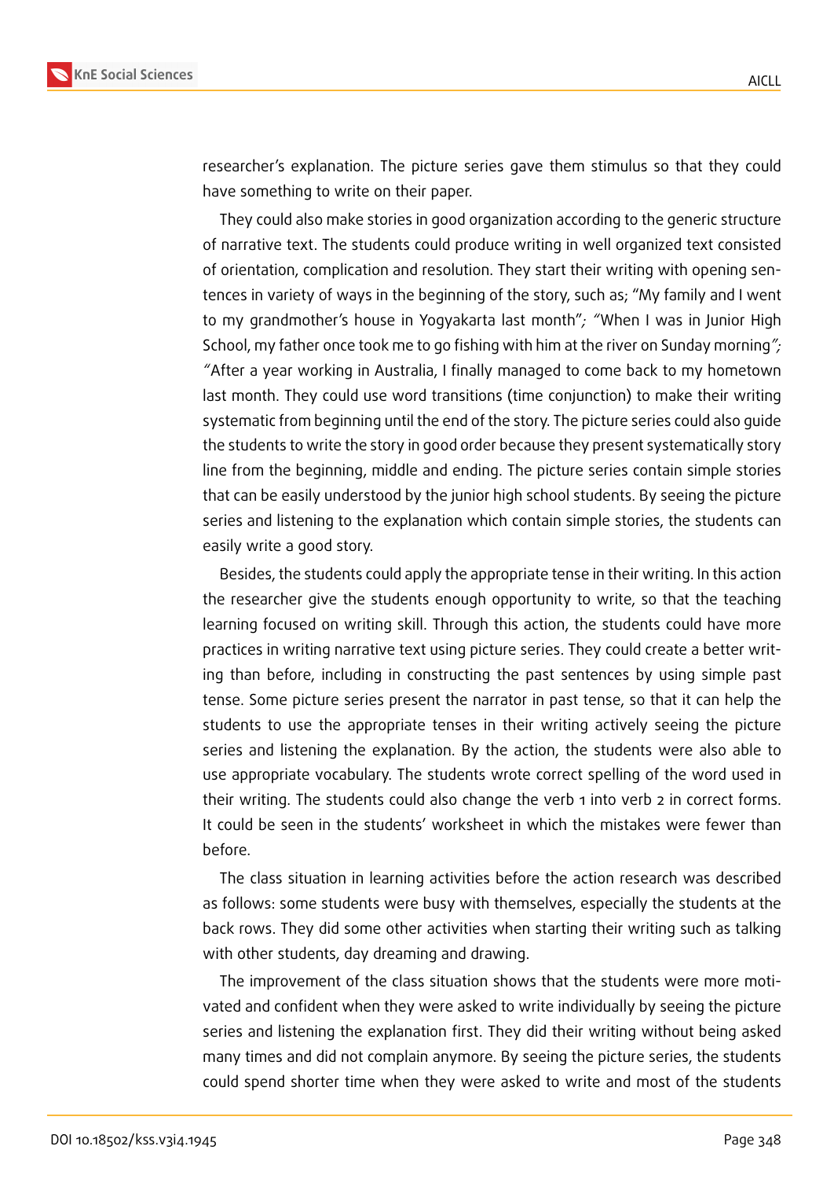researcher's explanation. The picture series gave them stimulus so that they could have something to write on their paper.

They could also make stories in good organization according to the generic structure of narrative text. The students could produce writing in well organized text consisted of orientation, complication and resolution. They start their writing with opening sentences in variety of ways in the beginning of the story, such as; "My family and I went to my grandmother's house in Yogyakarta last month"*;* "When I was in Junior High School, my father once took me to go fishing with him at the river on Sunday morning"*;* "After a year working in Australia, I finally managed to come back to my hometown last month. They could use word transitions (time conjunction) to make their writing systematic from beginning until the end of the story. The picture series could also guide the students to write the story in good order because they present systematically story line from the beginning, middle and ending. The picture series contain simple stories that can be easily understood by the junior high school students. By seeing the picture series and listening to the explanation which contain simple stories, the students can easily write a good story.

Besides, the students could apply the appropriate tense in their writing. In this action the researcher give the students enough opportunity to write, so that the teaching learning focused on writing skill. Through this action, the students could have more practices in writing narrative text using picture series. They could create a better writing than before, including in constructing the past sentences by using simple past tense. Some picture series present the narrator in past tense, so that it can help the students to use the appropriate tenses in their writing actively seeing the picture series and listening the explanation. By the action, the students were also able to use appropriate vocabulary. The students wrote correct spelling of the word used in their writing. The students could also change the verb 1 into verb 2 in correct forms. It could be seen in the students' worksheet in which the mistakes were fewer than before.

The class situation in learning activities before the action research was described as follows: some students were busy with themselves, especially the students at the back rows. They did some other activities when starting their writing such as talking with other students, day dreaming and drawing.

The improvement of the class situation shows that the students were more motivated and confident when they were asked to write individually by seeing the picture series and listening the explanation first. They did their writing without being asked many times and did not complain anymore. By seeing the picture series, the students could spend shorter time when they were asked to write and most of the students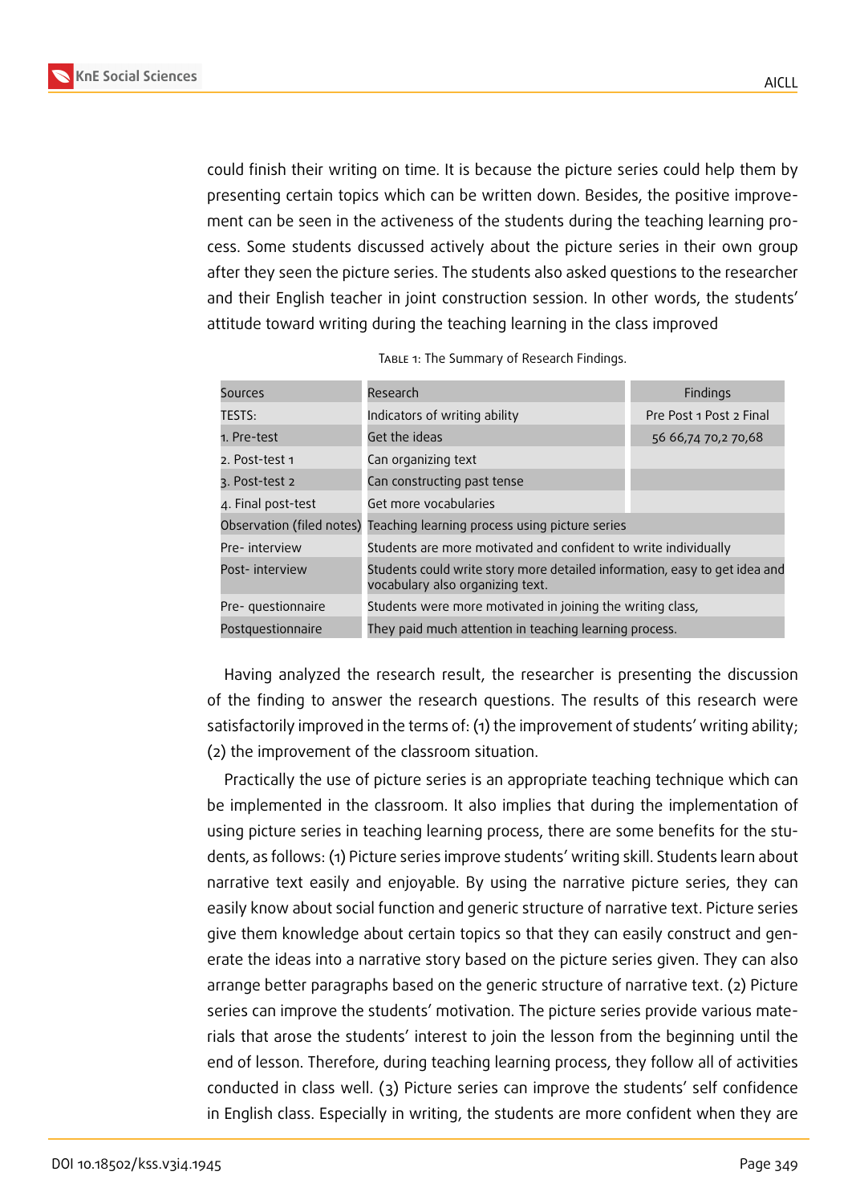could finish their writing on time. It is because the picture series could help them by presenting certain topics which can be written down. Besides, the positive improvement can be seen in the activeness of the students during the teaching learning process. Some students discussed actively about the picture series in their own group after they seen the picture series. The students also asked questions to the researcher and their English teacher in joint construction session. In other words, the students' attitude toward writing during the teaching learning in the class improved

Table 1: The Summary of Research Findings.

| Sources | Research | Findings |
|---|---|---|
| TESTS: | Indicators of writing ability | Pre Post 1 Post 2 Final |
| 1. Pre-test | Get the ideas | 56 66,74 70,2 70,68 |
| 2. Post-test 1 | Can organizing text | |
| 3. Post-test 2 | Can constructing past tense | |
| 4. Final post-test | Get more vocabularies | |
| Observation (filed notes) | Teaching learning process using picture series | |
| Pre- interview | Students are more motivated and confident to write individually | |
| Post- interview | Students could write story more detailed information, easy to get idea and vocabulary also organizing text. | |
| Pre- questionnaire | Students were more motivated in joining the writing class, | |
| Postquestionnaire | They paid much attention in teaching learning process. | |

Having analyzed the research result, the researcher is presenting the discussion of the finding to answer the research questions. The results of this research were satisfactorily improved in the terms of: (1) the improvement of students' writing ability; (2) the improvement of the classroom situation.

Practically the use of picture series is an appropriate teaching technique which can be implemented in the classroom. It also implies that during the implementation of using picture series in teaching learning process, there are some benefits for the students, as follows: (1) Picture series improve students' writing skill. Students learn about narrative text easily and enjoyable. By using the narrative picture series, they can easily know about social function and generic structure of narrative text. Picture series give them knowledge about certain topics so that they can easily construct and generate the ideas into a narrative story based on the picture series given. They can also arrange better paragraphs based on the generic structure of narrative text. (2) Picture series can improve the students' motivation. The picture series provide various materials that arose the students' interest to join the lesson from the beginning until the end of lesson. Therefore, during teaching learning process, they follow all of activities conducted in class well. (3) Picture series can improve the students' self confidence in English class. Especially in writing, the students are more confident when they are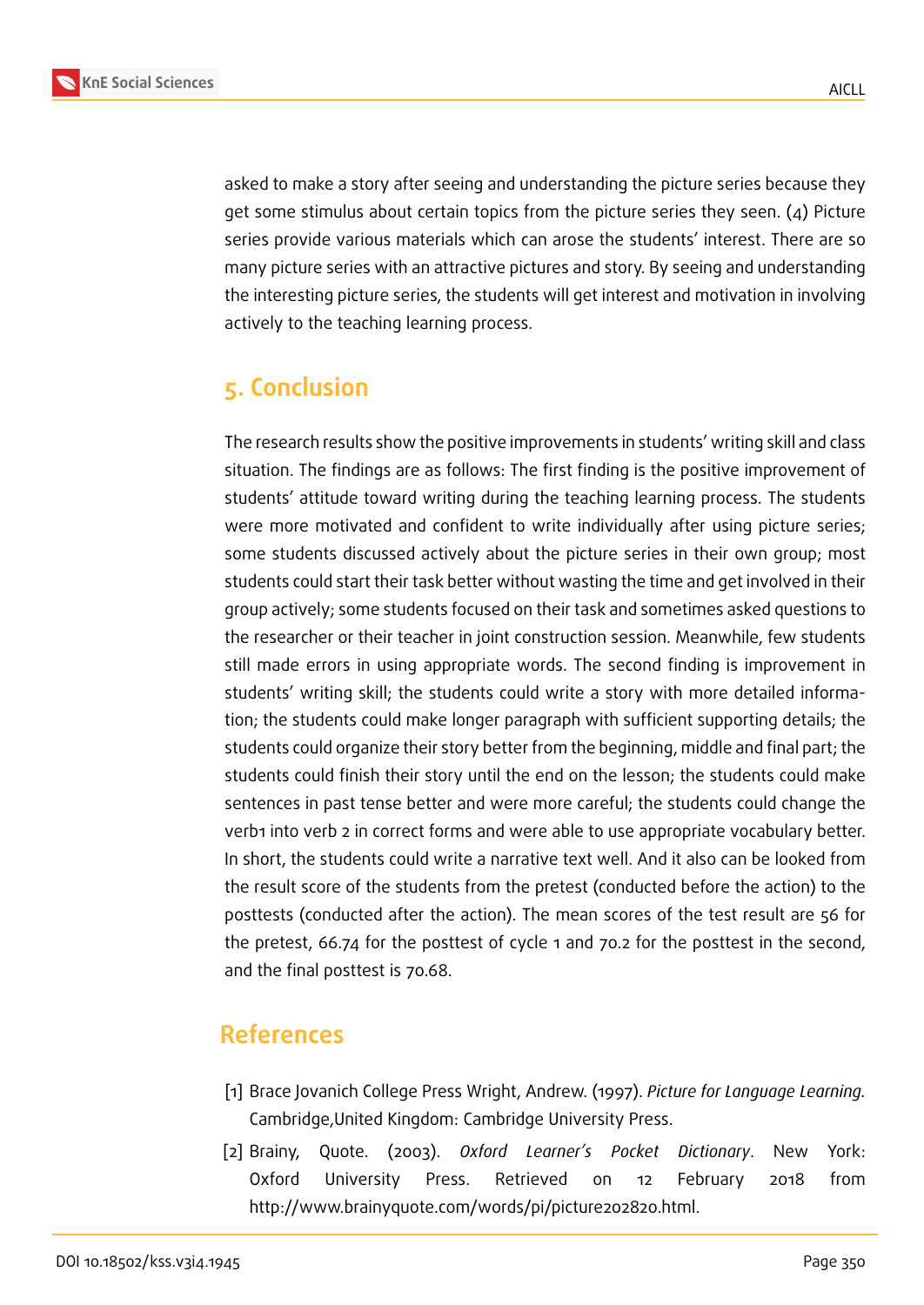asked to make a story after seeing and understanding the picture series because they get some stimulus about certain topics from the picture series they seen. (4) Picture series provide various materials which can arose the students' interest. There are so many picture series with an attractive pictures and story. By seeing and understanding the interesting picture series, the students will get interest and motivation in involving actively to the teaching learning process.

## 5. Conclusion

The research results show the positive improvements in students' writing skill and class situation. The findings are as follows: The first finding is the positive improvement of students' attitude toward writing during the teaching learning process. The students were more motivated and confident to write individually after using picture series; some students discussed actively about the picture series in their own group; most students could start their task better without wasting the time and get involved in their group actively; some students focused on their task and sometimes asked questions to the researcher or their teacher in joint construction session. Meanwhile, few students still made errors in using appropriate words. The second finding is improvement in students' writing skill; the students could write a story with more detailed information; the students could make longer paragraph with sufficient supporting details; the students could organize their story better from the beginning, middle and final part; the students could finish their story until the end on the lesson; the students could make sentences in past tense better and were more careful; the students could change the verb1 into verb 2 in correct forms and were able to use appropriate vocabulary better. In short, the students could write a narrative text well. And it also can be looked from the result score of the students from the pretest (conducted before the action) to the posttests (conducted after the action). The mean scores of the test result are 56 for the pretest, 66.74 for the posttest of cycle 1 and 70.2 for the posttest in the second, and the final posttest is 70.68.

## References

[1] Brace Jovanich College Press Wright, Andrew. (1997). *Picture for Language Learning.* Cambridge,United Kingdom: Cambridge University Press.

[2] Brainy, Quote. (2003). *Oxford Learner's Pocket Dictionary*. New York: Oxford University Press. Retrieved on 12 February 2018 from http://www.brainyquote.com/words/pi/picture202820.html.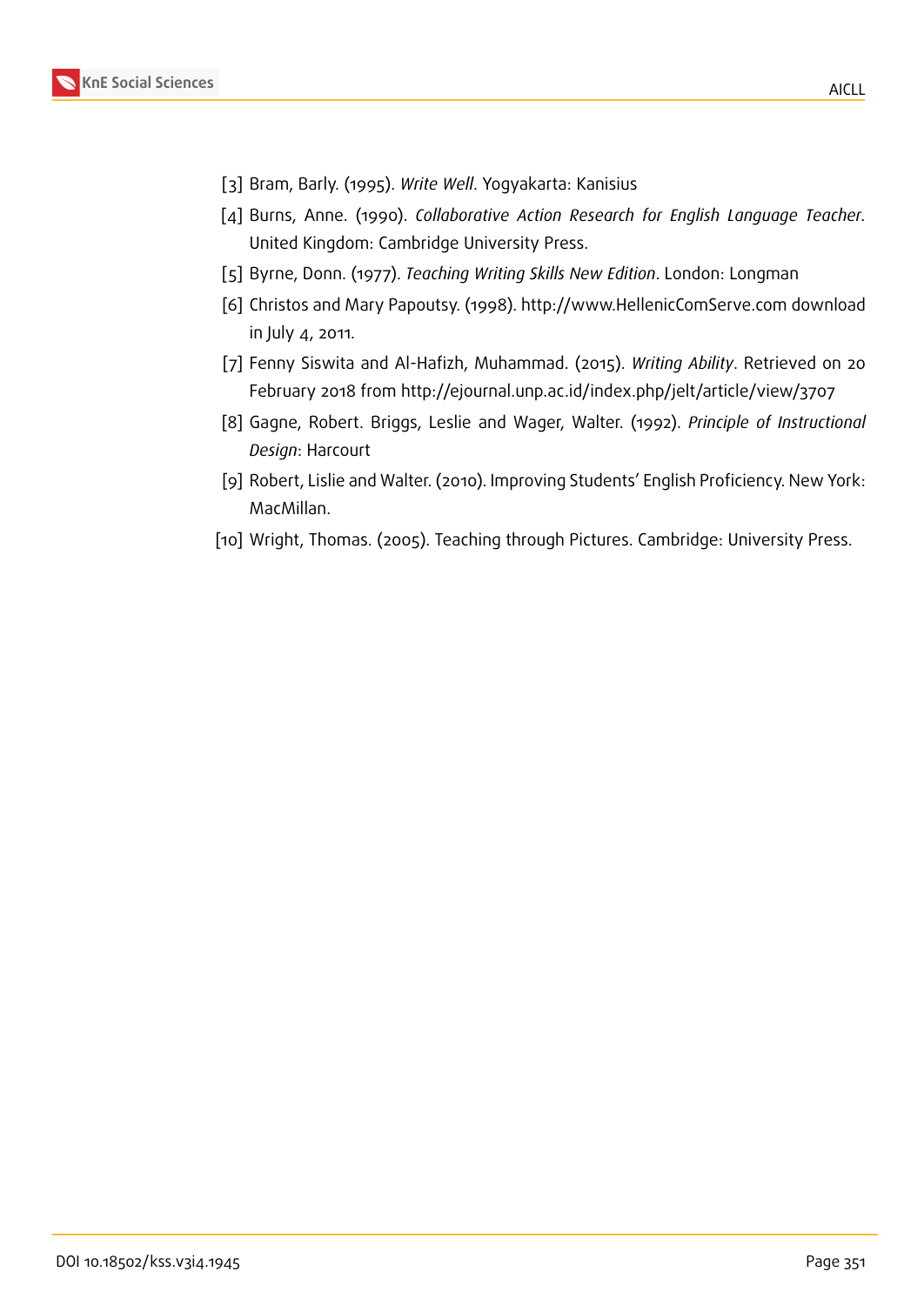[3] Bram, Barly. (1995). *Write Well*. Yogyakarta: Kanisius

[4] Burns, Anne. (1990). *Collaborative Action Research for English Language Teacher*. United Kingdom: Cambridge University Press.

[5] Byrne, Donn. (1977). *Teaching Writing Skills New Edition*. London: Longman

[6] Christos and Mary Papoutsy. (1998). http://www.HellenicComServe.com download in July 4, 2011.

[7] Fenny Siswita and Al-Hafizh, Muhammad. (2015). *Writing Ability*. Retrieved on 20 February 2018 from http://ejournal.unp.ac.id/index.php/jelt/article/view/3707

[8] Gagne, Robert. Briggs, Leslie and Wager, Walter. (1992). *Principle of Instructional Design*: Harcourt

[9] Robert, Lislie and Walter. (2010). Improving Students' English Proficiency. New York: MacMillan.

[10] Wright, Thomas. (2005). Teaching through Pictures. Cambridge: University Press.